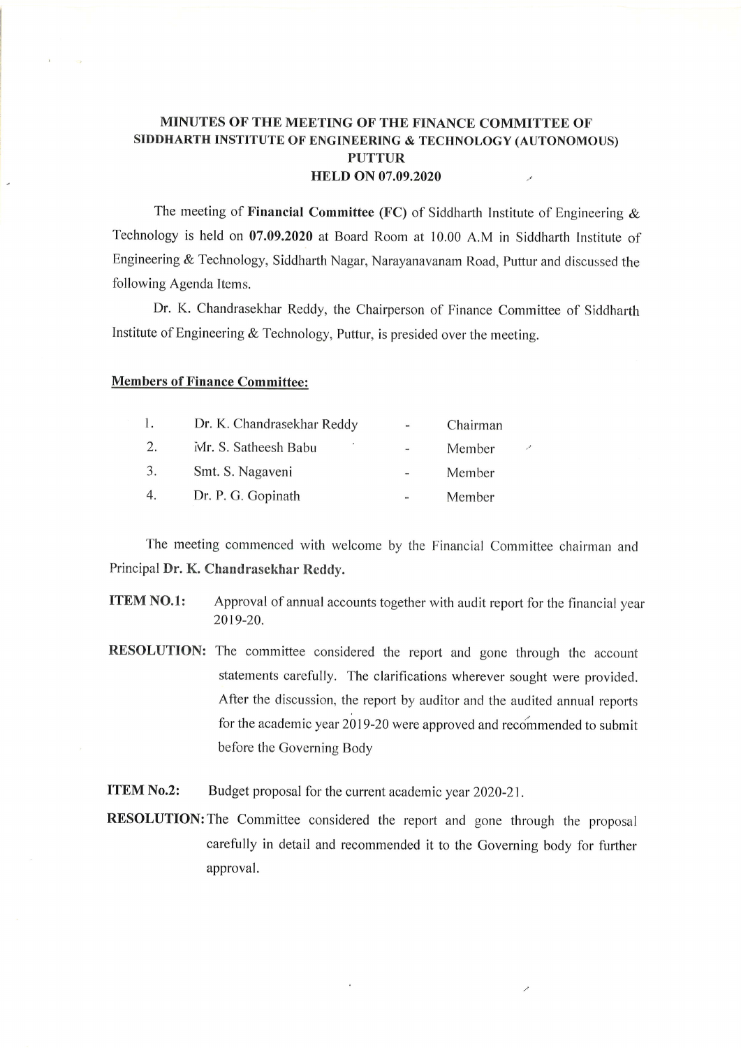# MINUTES OF THE MEETING OF THE FINANCE COMMITTEE OF SIDDHARTH INSTITUTE OF ENGINEERING & TECHNOLOGY (AUTONOMOUS) PUTTUR HELD ON 07.09.2020

The meeting of **Financial Committee (FC)** of Siddharth Institute of Engineering & Technology is held on **07.09.2020** at Board Room at 10.00 A.M in Siddharth Institute of Engineering & Technology, Siddharth Nagar, Narayanavanam Road, Puttur and discussed the following Agenda Items.

Dr. K. Chandrasekhar Reddy, the Chairperson of Finance Committee of Siddharth Institute of Engineering & Technology, Puttur, is presided over the meeting.

**Members of Finance Committee:**

| | | | |
|---|---|---|---|
| 1. | Dr. K. Chandrasekhar Reddy | - | Chairman |
| 2. | Mr. S. Satheesh Babu | - | Member |
| 3. | Smt. S. Nagaveni | - | Member |
| 4. | Dr. P. G. Gopinath | - | Member |

The meeting commenced with welcome by the Financial Committee chairman and Principal **Dr. K. Chandrasekhar Reddy.**

**ITEM NO.1:** Approval of annual accounts together with audit report for the financial year 2019-20.

**RESOLUTION:** The committee considered the report and gone through the account statements carefully. The clarifications wherever sought were provided. After the discussion, the report by auditor and the audited annual reports for the academic year 2019-20 were approved and recommended to submit before the Governing Body

**ITEM No.2:** Budget proposal for the current academic year 2020-21.

**RESOLUTION:** The Committee considered the report and gone through the proposal carefully in detail and recommended it to the Governing body for further approval.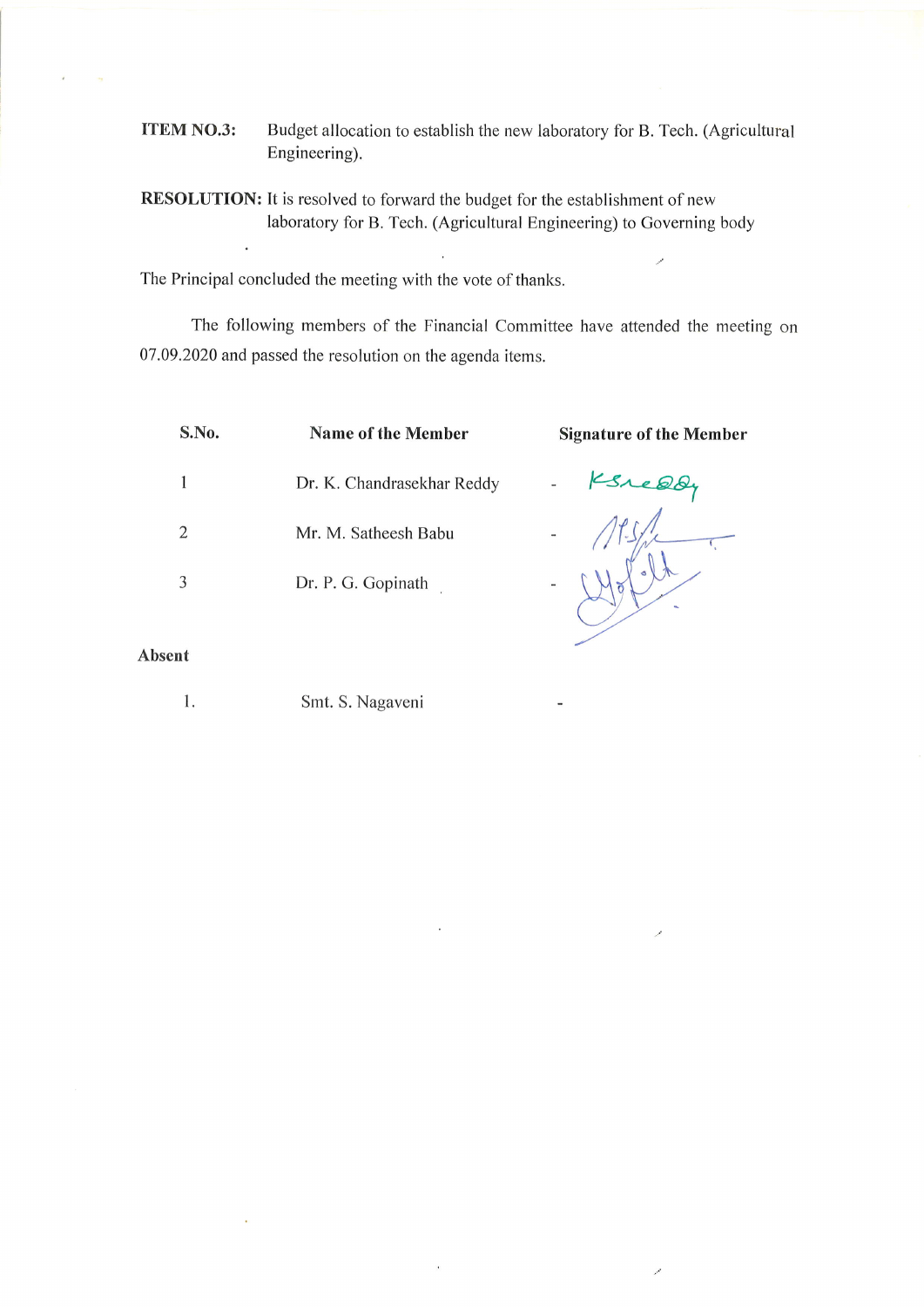**ITEM NO.3:** Budget allocation to establish the new laboratory for B. Tech. (Agricultural Engineering).

**RESOLUTION:** It is resolved to forward the budget for the establishment of new laboratory for B. Tech. (Agricultural Engineering) to Governing body

The Principal concluded the meeting with the vote of thanks.

The following members of the Financial Committee have attended the meeting on 07.09.2020 and passed the resolution on the agenda items.

| S.No. | Name of the Member | Signature of the Member |
|---|---|---|
| 1 | Dr. K. Chandrasekhar Reddy | - KSReddy |
| 2 | Mr. M. Satheesh Babu | - (signed) |
| 3 | Dr. P. G. Gopinath | - (signed) |

**Absent**

| | | |
|---|---|---|
| 1. | Smt. S. Nagaveni | - |